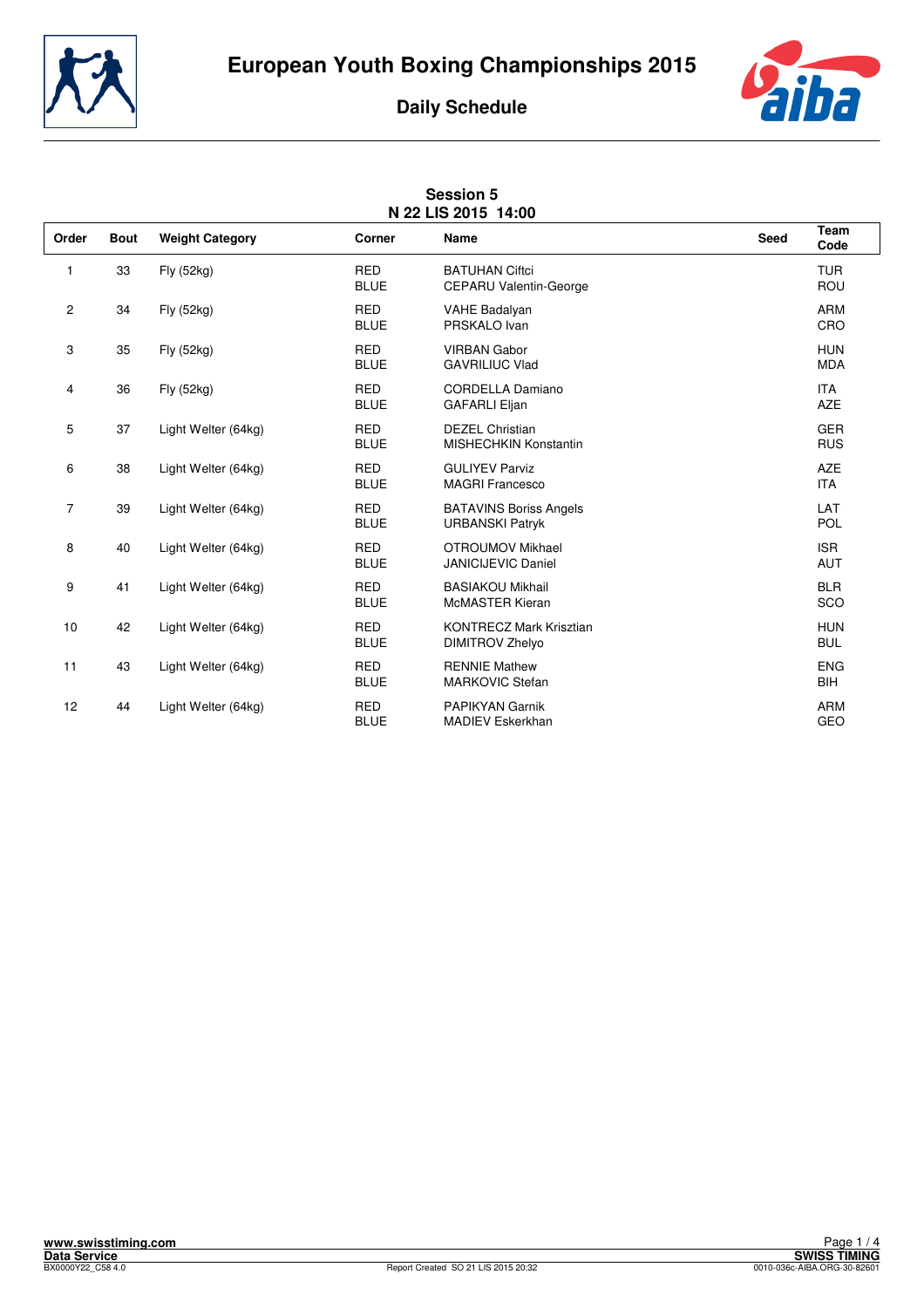# European Youth Boxing Championships 2015

## Daily Schedule

### Session 5
### N 22 LIS 2015 14:00

| Order | Bout | Weight Category | Corner | Name | Seed | Team Code |
|---|---|---|---|---|---|---|
| 1 | 33 | Fly (52kg) | RED | BATUHAN Ciftci | | TUR |
| | | | BLUE | CEPARU Valentin-George | | ROU |
| 2 | 34 | Fly (52kg) | RED | VAHE Badalyan | | ARM |
| | | | BLUE | PRSKALO Ivan | | CRO |
| 3 | 35 | Fly (52kg) | RED | VIRBAN Gabor | | HUN |
| | | | BLUE | GAVRILIUC Vlad | | MDA |
| 4 | 36 | Fly (52kg) | RED | CORDELLA Damiano | | ITA |
| | | | BLUE | GAFARLI Eljan | | AZE |
| 5 | 37 | Light Welter (64kg) | RED | DEZEL Christian | | GER |
| | | | BLUE | MISHECHKIN Konstantin | | RUS |
| 6 | 38 | Light Welter (64kg) | RED | GULIYEV Parviz | | AZE |
| | | | BLUE | MAGRI Francesco | | ITA |
| 7 | 39 | Light Welter (64kg) | RED | BATAVINS Boriss Angels | | LAT |
| | | | BLUE | URBANSKI Patryk | | POL |
| 8 | 40 | Light Welter (64kg) | RED | OTROUMOV Mikhael | | ISR |
| | | | BLUE | JANICIJEVIC Daniel | | AUT |
| 9 | 41 | Light Welter (64kg) | RED | BASIAKOU Mikhail | | BLR |
| | | | BLUE | McMASTER Kieran | | SCO |
| 10 | 42 | Light Welter (64kg) | RED | KONTRECZ Mark Krisztian | | HUN |
| | | | BLUE | DIMITROV Zhelyo | | BUL |
| 11 | 43 | Light Welter (64kg) | RED | RENNIE Mathew | | ENG |
| | | | BLUE | MARKOVIC Stefan | | BIH |
| 12 | 44 | Light Welter (64kg) | RED | PAPIKYAN Garnik | | ARM |
| | | | BLUE | MADIEV Eskerkhan | | GEO |

www.swisstiming.com
Data Service
BX0000Y22_C58 4.0

Report Created SO 21 LIS 2015 20:32

SWISS TIMING
0010-036c-AIBA.ORG-30-82601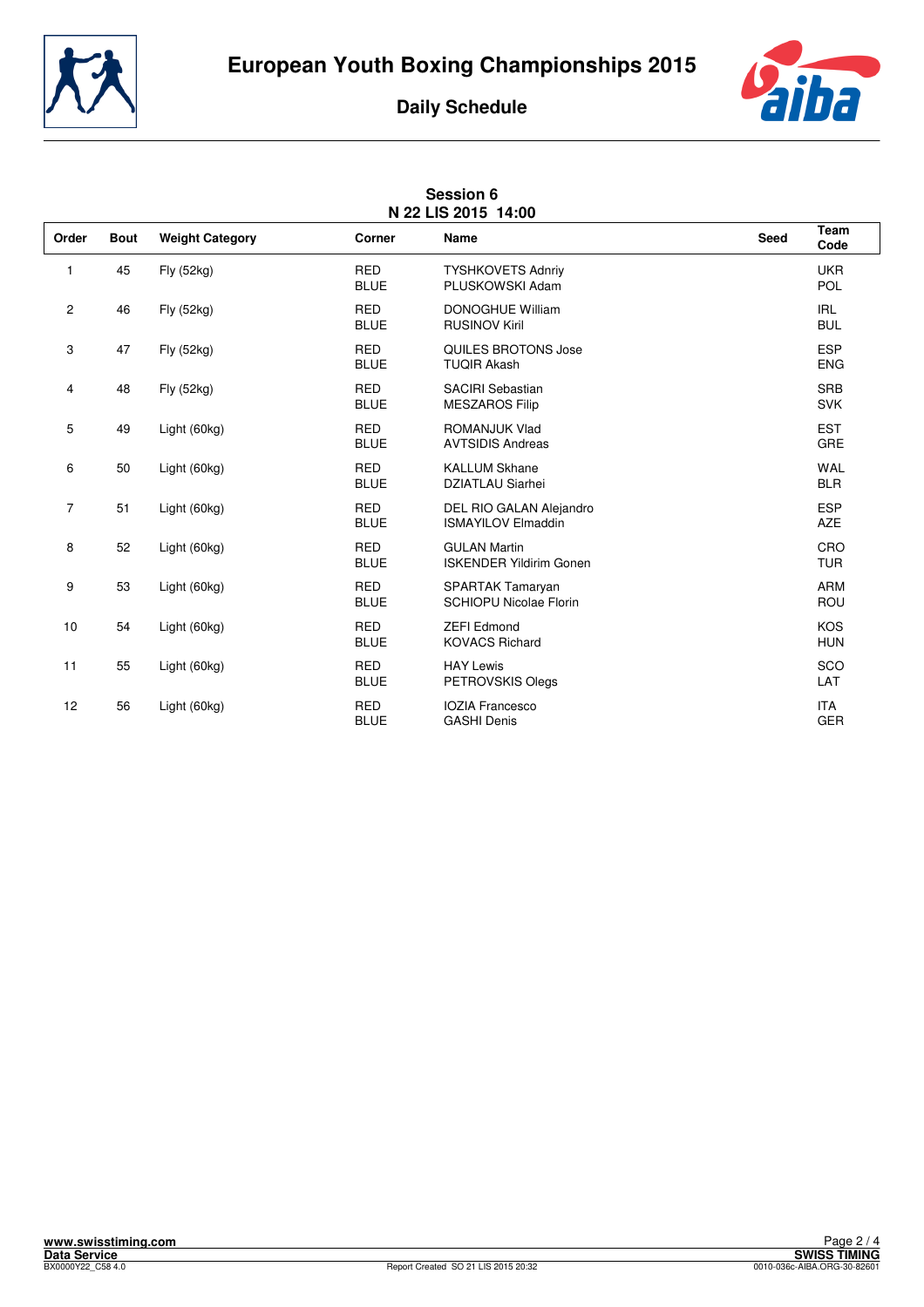# European Youth Boxing Championships 2015

## Daily Schedule

### Session 6
### N 22 LIS 2015 14:00

| Order | Bout | Weight Category | Corner | Name | Seed | Team Code |
|---|---|---|---|---|---|---|
| 1 | 45 | Fly (52kg) | RED | TYSHKOVETS Adnriy | | UKR |
| | | | BLUE | PLUSKOWSKI Adam | | POL |
| 2 | 46 | Fly (52kg) | RED | DONOGHUE William | | IRL |
| | | | BLUE | RUSINOV Kiril | | BUL |
| 3 | 47 | Fly (52kg) | RED | QUILES BROTONS Jose | | ESP |
| | | | BLUE | TUQIR Akash | | ENG |
| 4 | 48 | Fly (52kg) | RED | SACIRI Sebastian | | SRB |
| | | | BLUE | MESZAROS Filip | | SVK |
| 5 | 49 | Light (60kg) | RED | ROMANJUK Vlad | | EST |
| | | | BLUE | AVTSIDIS Andreas | | GRE |
| 6 | 50 | Light (60kg) | RED | KALLUM Skhane | | WAL |
| | | | BLUE | DZIATLAU Siarhei | | BLR |
| 7 | 51 | Light (60kg) | RED | DEL RIO GALAN Alejandro | | ESP |
| | | | BLUE | ISMAYILOV Elmaddin | | AZE |
| 8 | 52 | Light (60kg) | RED | GULAN Martin | | CRO |
| | | | BLUE | ISKENDER Yildirim Gonen | | TUR |
| 9 | 53 | Light (60kg) | RED | SPARTAK Tamaryan | | ARM |
| | | | BLUE | SCHIOPU Nicolae Florin | | ROU |
| 10 | 54 | Light (60kg) | RED | ZEFI Edmond | | KOS |
| | | | BLUE | KOVACS Richard | | HUN |
| 11 | 55 | Light (60kg) | RED | HAY Lewis | | SCO |
| | | | BLUE | PETROVSKIS Olegs | | LAT |
| 12 | 56 | Light (60kg) | RED | IOZIA Francesco | | ITA |
| | | | BLUE | GASHI Denis | | GER |

www.swisstiming.com
Data Service
BX0000Y22_C58 4.0
Report Created SO 21 LIS 2015 20:32
SWISS TIMING
0010-036c-AIBA.ORG-30-82601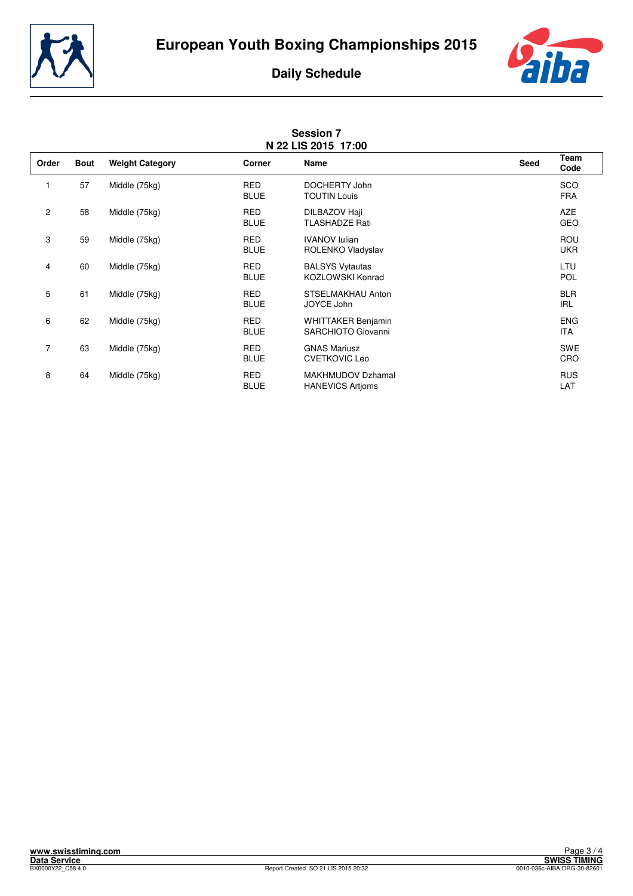# European Youth Boxing Championships 2015

## Daily Schedule

### Session 7
### N 22 LIS 2015 17:00

| Order | Bout | Weight Category | Corner | Name | Seed | Team Code |
|---|---|---|---|---|---|---|
| 1 | 57 | Middle (75kg) | RED | DOCHERTY John | | SCO |
| | | | BLUE | TOUTIN Louis | | FRA |
| 2 | 58 | Middle (75kg) | RED | DILBAZOV Haji | | AZE |
| | | | BLUE | TLASHADZE Rati | | GEO |
| 3 | 59 | Middle (75kg) | RED | IVANOV Iulian | | ROU |
| | | | BLUE | ROLENKO Vladyslav | | UKR |
| 4 | 60 | Middle (75kg) | RED | BALSYS Vytautas | | LTU |
| | | | BLUE | KOZLOWSKI Konrad | | POL |
| 5 | 61 | Middle (75kg) | RED | STSELMAKHAU Anton | | BLR |
| | | | BLUE | JOYCE John | | IRL |
| 6 | 62 | Middle (75kg) | RED | WHITTAKER Benjamin | | ENG |
| | | | BLUE | SARCHIOTO Giovanni | | ITA |
| 7 | 63 | Middle (75kg) | RED | GNAS Mariusz | | SWE |
| | | | BLUE | CVETKOVIC Leo | | CRO |
| 8 | 64 | Middle (75kg) | RED | MAKHMUDOV Dzhamal | | RUS |
| | | | BLUE | HANEVICS Artjoms | | LAT |

www.swisstiming.com
Data Service
BX0000Y22_C58 4.0
Report Created SO 21 LIS 2015 20:32
SWISS TIMING
0010-036c-AIBA.ORG-30-82601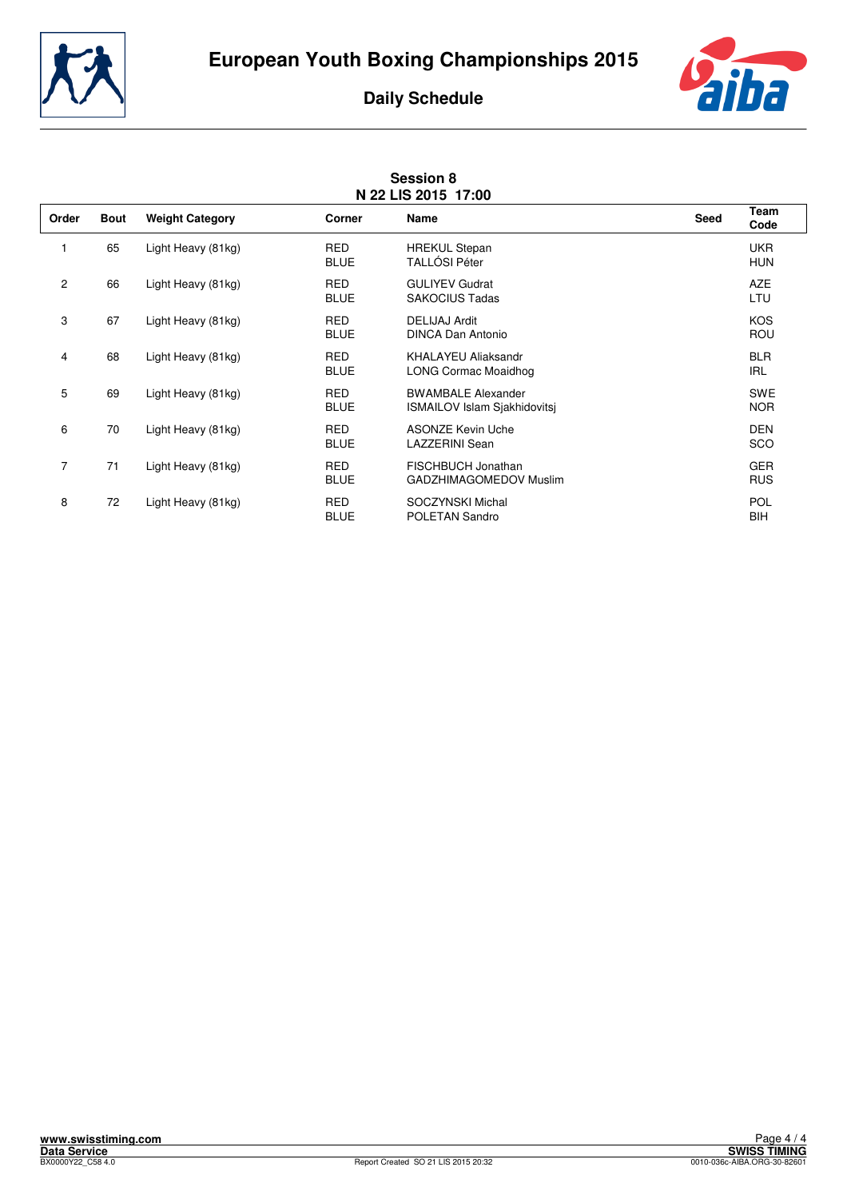# European Youth Boxing Championships 2015

## Daily Schedule

### Session 8
### N 22 LIS 2015 17:00

| Order | Bout | Weight Category | Corner | Name | Seed | Team Code |
|---|---|---|---|---|---|---|
| 1 | 65 | Light Heavy (81kg) | RED | HREKUL Stepan | | UKR |
| | | | BLUE | TALLÓSI Péter | | HUN |
| 2 | 66 | Light Heavy (81kg) | RED | GULIYEV Gudrat | | AZE |
| | | | BLUE | SAKOCIUS Tadas | | LTU |
| 3 | 67 | Light Heavy (81kg) | RED | DELIJAJ Ardit | | KOS |
| | | | BLUE | DINCA Dan Antonio | | ROU |
| 4 | 68 | Light Heavy (81kg) | RED | KHALAYEU Aliaksandr | | BLR |
| | | | BLUE | LONG Cormac Moaidhog | | IRL |
| 5 | 69 | Light Heavy (81kg) | RED | BWAMBALE Alexander | | SWE |
| | | | BLUE | ISMAILOV Islam Sjakhidovitsj | | NOR |
| 6 | 70 | Light Heavy (81kg) | RED | ASONZE Kevin Uche | | DEN |
| | | | BLUE | LAZZERINI Sean | | SCO |
| 7 | 71 | Light Heavy (81kg) | RED | FISCHBUCH Jonathan | | GER |
| | | | BLUE | GADZHIMAGOMEDOV Muslim | | RUS |
| 8 | 72 | Light Heavy (81kg) | RED | SOCZYNSKI Michal | | POL |
| | | | BLUE | POLETAN Sandro | | BIH |

www.swisstiming.com
Data Service
BX0000Y22_C58 4.0

Report Created SO 21 LIS 2015 20:32

SWISS TIMING
0010-036c-AIBA.ORG-30-82601